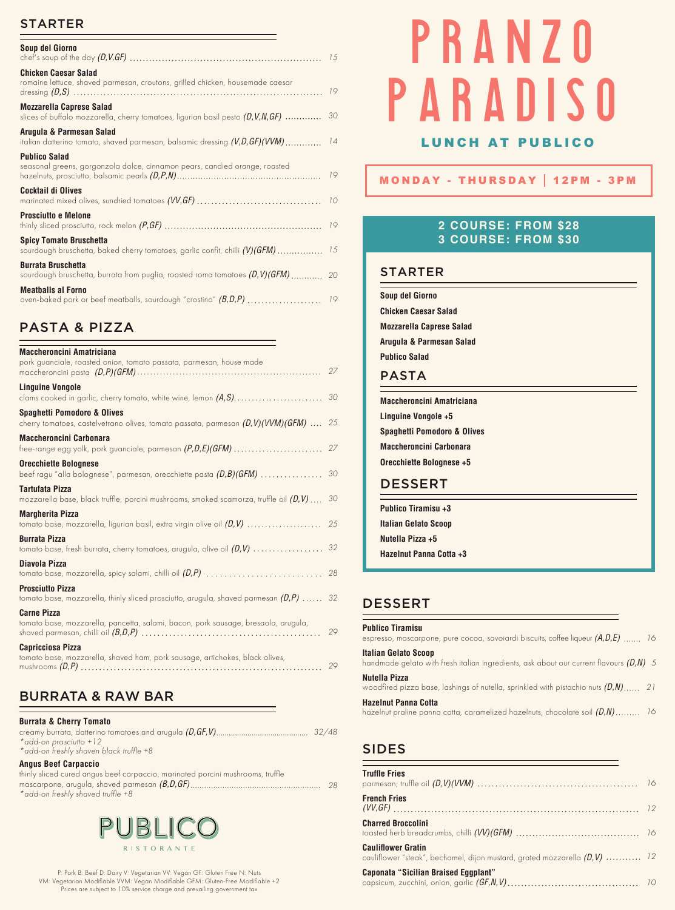## STARTER

**Soup del Giorno**
chef's soup of the day *(D,V,GF)* ........ 15

**Chicken Caesar Salad**
romaine lettuce, shaved parmesan, croutons, grilled chicken, housemade caesar dressing *(D,S)* ........ 19

**Mozzarella Caprese Salad**
slices of buffalo mozzarella, cherry tomatoes, ligurian basil pesto *(D,V,N,GF)* ........ 30

**Arugula & Parmesan Salad**
italian datterino tomato, shaved parmesan, balsamic dressing *(V,D,GF)(VVM)* ........ 14

**Publico Salad**
seasonal greens, gorgonzola dolce, cinnamon pears, candied orange, roasted hazelnuts, prosciutto, balsamic pearls *(D,P,N)* ........ 19

**Cocktail di Olives**
marinated mixed olives, sundried tomatoes *(VV,GF)* ........ 10

**Prosciutto e Melone**
thinly sliced prosciutto, rock melon *(P,GF)* ........ 19

**Spicy Tomato Bruschetta**
sourdough bruschetta, baked cherry tomatoes, garlic confit, chilli *(V)(GFM)* ........ 15

**Burrata Bruschetta**
sourdough bruschetta, burrata from puglia, roasted roma tomatoes *(D,V)(GFM)* ........ 20

**Meatballs al Forno**
oven-baked pork or beef meatballs, sourdough "crostino" *(B,D,P)* ........ 19

## PASTA & PIZZA

**Maccheroncini Amatriciana**
pork guanciale, roasted onion, tomato passata, parmesan, house made maccheroncini pasta *(D,P)(GFM)* ........ 27

**Linguine Vongole**
clams cooked in garlic, cherry tomato, white wine, lemon *(A,S)* ........ 30

**Spaghetti Pomodoro & Olives**
cherry tomatoes, castelvetrano olives, tomato passata, parmesan *(D,V)(VVM)(GFM)* ........ 25

**Maccheroncini Carbonara**
free-range egg yolk, pork guanciale, parmesan *(P,D,E)(GFM)* ........ 27

**Orecchiette Bolognese**
beef ragu "alla bolognese", parmesan, orecchiette pasta *(D,B)(GFM)* ........ 30

**Tartufata Pizza**
mozzarella base, black truffle, porcini mushrooms, smoked scamorza, truffle oil *(D,V)* ........ 30

**Margherita Pizza**
tomato base, mozzarella, ligurian basil, extra virgin olive oil *(D,V)* ........ 25

**Burrata Pizza**
tomato base, fresh burrata, cherry tomatoes, arugula, olive oil *(D,V)* ........ 32

**Diavola Pizza**
tomato base, mozzarella, spicy salami, chilli oil *(D,P)* ........ 28

**Prosciutto Pizza**
tomato base, mozzarella, thinly sliced prosciutto, arugula, shaved parmesan *(D,P)* ........ 32

**Carne Pizza**
tomato base, mozzarella, pancetta, salami, bacon, pork sausage, bresaola, arugula, shaved parmesan, chilli oil *(B,D,P)* ........ 29

**Capricciosa Pizza**
tomato base, mozzarella, shaved ham, pork sausage, artichokes, black olives, mushrooms *(D,P)* ........ 29

## BURRATA & RAW BAR

**Burrata & Cherry Tomato**
creamy burrata, datterino tomatoes and arugula *(D,GF,V)* ........ 32/48
*\*add-on prosciutto +12*
*\*add-on freshly shaven black truffle +8*

**Angus Beef Carpaccio**
thinly sliced cured angus beef carpaccio, marinated porcini mushrooms, truffle mascarpone, arugula, shaved parmesan *(B,D,GF)* ........ 28
*\*add-on freshly shaved truffle +8*

PUBLICO
RISTORANTE

P: Pork B: Beef D: Dairy V: Vegetarian VV: Vegan GF: Gluten Free N: Nuts
VM: Vegetarian Modifiable VVM: Vegan Modifiable GFM: Gluten-Free Modifiable +2
Prices are subject to 10% service charge and prevailing government tax

# PRANZO PARADISO

**LUNCH AT PUBLICO**

**MONDAY - THURSDAY | 12PM - 3PM**

**2 COURSE: FROM $28**
**3 COURSE: FROM $30**

### STARTER

- **Soup del Giorno**
- **Chicken Caesar Salad**
- **Mozzarella Caprese Salad**
- **Arugula & Parmesan Salad**
- **Publico Salad**

### PASTA

- **Maccheroncini Amatriciana**
- **Linguine Vongole +5**
- **Spaghetti Pomodoro & Olives**
- **Maccheroncini Carbonara**
- **Orecchiette Bolognese +5**

### DESSERT

- **Publico Tiramisu +3**
- **Italian Gelato Scoop**
- **Nutella Pizza +5**
- **Hazelnut Panna Cotta +3**

## DESSERT

**Publico Tiramisu**
espresso, mascarpone, pure cocoa, savoiardi biscuits, coffee liqueur *(A,D,E)* ........ 16

**Italian Gelato Scoop**
handmade gelato with fresh italian ingredients, ask about our current flavours *(D,N)* 5

**Nutella Pizza**
woodfired pizza base, lashings of nutella, sprinkled with pistachio nuts *(D,N)* ........ 21

**Hazelnut Panna Cotta**
hazelnut praline panna cotta, caramelized hazelnuts, chocolate soil *(D,N)* ........ 16

## SIDES

**Truffle Fries**
parmesan, truffle oil *(D,V)(VVM)* ........ 16

**French Fries**
*(VV,GF)* ........ 12

**Charred Broccolini**
toasted herb breadcrumbs, chilli *(VV)(GFM)* ........ 16

**Cauliflower Gratin**
cauliflower "steak", bechamel, dijon mustard, grated mozzarella *(D,V)* ........ 12

**Caponata "Sicilian Braised Eggplant"**
capsicum, zucchini, onion, garlic *(GF,N,V)* ........ 10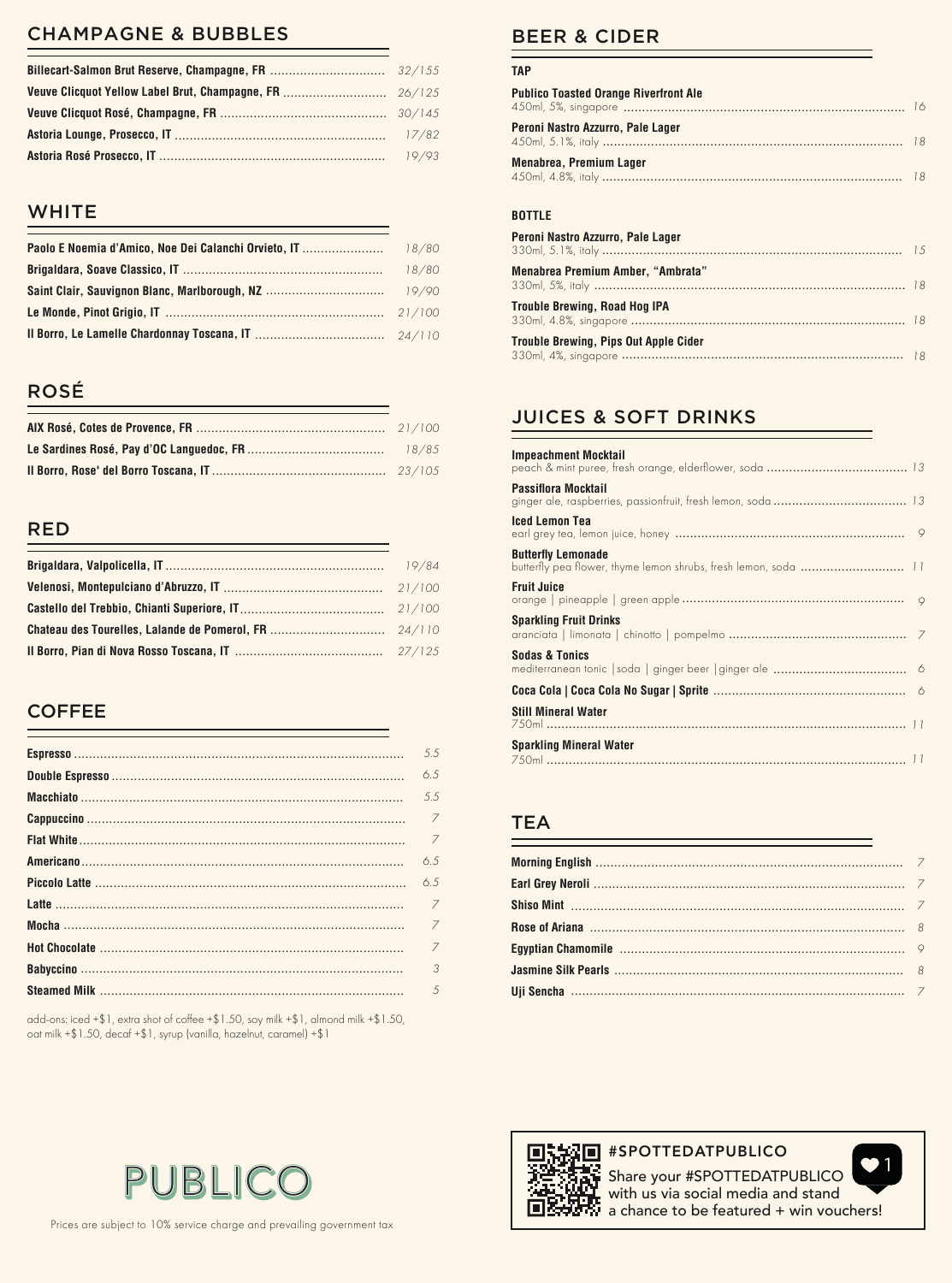## CHAMPAGNE & BUBBLES

| | |
|---|---|
| **Billecart-Salmon Brut Reserve, Champagne, FR** | 32/155 |
| **Veuve Clicquot Yellow Label Brut, Champagne, FR** | 26/125 |
| **Veuve Clicquot Rosé, Champagne, FR** | 30/145 |
| **Astoria Lounge, Prosecco, IT** | 17/82 |
| **Astoria Rosé Prosecco, IT** | 19/93 |

## WHITE

| | |
|---|---|
| **Paolo E Noemia d'Amico, Noe Dei Calanchi Orvieto, IT** | 18/80 |
| **Brigaldara, Soave Classico, IT** | 18/80 |
| **Saint Clair, Sauvignon Blanc, Marlborough, NZ** | 19/90 |
| **Le Monde, Pinot Grigio, IT** | 21/100 |
| **Il Borro, Le Lamelle Chardonnay Toscana, IT** | 24/110 |

## ROSÉ

| | |
|---|---|
| **AIX Rosé, Cotes de Provence, FR** | 21/100 |
| **Le Sardines Rosé, Pay d'OC Languedoc, FR** | 18/85 |
| **Il Borro, Rose' del Borro Toscana, IT** | 23/105 |

## RED

| | |
|---|---|
| **Brigaldara, Valpolicella, IT** | 19/84 |
| **Velenosi, Montepulciano d'Abruzzo, IT** | 21/100 |
| **Castello del Trebbio, Chianti Superiore, IT** | 21/100 |
| **Chateau des Tourelles, Lalande de Pomerol, FR** | 24/110 |
| **Il Borro, Pian di Nova Rosso Toscana, IT** | 27/125 |

## COFFEE

| | |
|---|---|
| **Espresso** | 5.5 |
| **Double Espresso** | 6.5 |
| **Macchiato** | 5.5 |
| **Cappuccino** | 7 |
| **Flat White** | 7 |
| **Americano** | 6.5 |
| **Piccolo Latte** | 6.5 |
| **Latte** | 7 |
| **Mocha** | 7 |
| **Hot Chocolate** | 7 |
| **Babyccino** | 3 |
| **Steamed Milk** | 5 |

add-ons: iced +$1, extra shot of coffee +$1.50, soy milk +$1, almond milk +$1.50, oat milk +$1.50, decaf +$1, syrup (vanilla, hazelnut, caramel) +$1

## BEER & CIDER

### TAP

**Publico Toasted Orange Riverfront Ale**
450ml, 5%, singapore ... 16

**Peroni Nastro Azzurro, Pale Lager**
450ml, 5.1%, italy ... 18

**Menabrea, Premium Lager**
450ml, 4.8%, italy ... 18

### BOTTLE

**Peroni Nastro Azzurro, Pale Lager**
330ml, 5.1%, italy ... 15

**Menabrea Premium Amber, "Ambrata"**
330ml, 5%, italy ... 18

**Trouble Brewing, Road Hog IPA**
330ml, 4.8%, singapore ... 18

**Trouble Brewing, Pips Out Apple Cider**
330ml, 4%, singapore ... 18

## JUICES & SOFT DRINKS

**Impeachment Mocktail**
peach & mint puree, fresh orange, elderflower, soda ... 13

**Passiflora Mocktail**
ginger ale, raspberries, passionfruit, fresh lemon, soda ... 13

**Iced Lemon Tea**
earl grey tea, lemon juice, honey ... 9

**Butterfly Lemonade**
butterfly pea flower, thyme lemon shrubs, fresh lemon, soda ... 11

**Fruit Juice**
orange | pineapple | green apple ... 9

**Sparkling Fruit Drinks**
aranciata | limonata | chinotto | pompelmo ... 7

**Sodas & Tonics**
mediterranean tonic | soda | ginger beer | ginger ale ... 6

**Coca Cola | Coca Cola No Sugar | Sprite** ... 6

**Still Mineral Water**
750ml ... 11

**Sparkling Mineral Water**
750ml ... 11

## TEA

| | |
|---|---|
| **Morning English** | 7 |
| **Earl Grey Neroli** | 7 |
| **Shiso Mint** | 7 |
| **Rose of Ariana** | 8 |
| **Egyptian Chamomile** | 9 |
| **Jasmine Silk Pearls** | 8 |
| **Uji Sencha** | 7 |

PUBLICO

Prices are subject to 10% service charge and prevailing government tax

#SPOTTEDATPUBLICO

Share your #SPOTTEDATPUBLICO with us via social media and stand a chance to be featured + win vouchers!